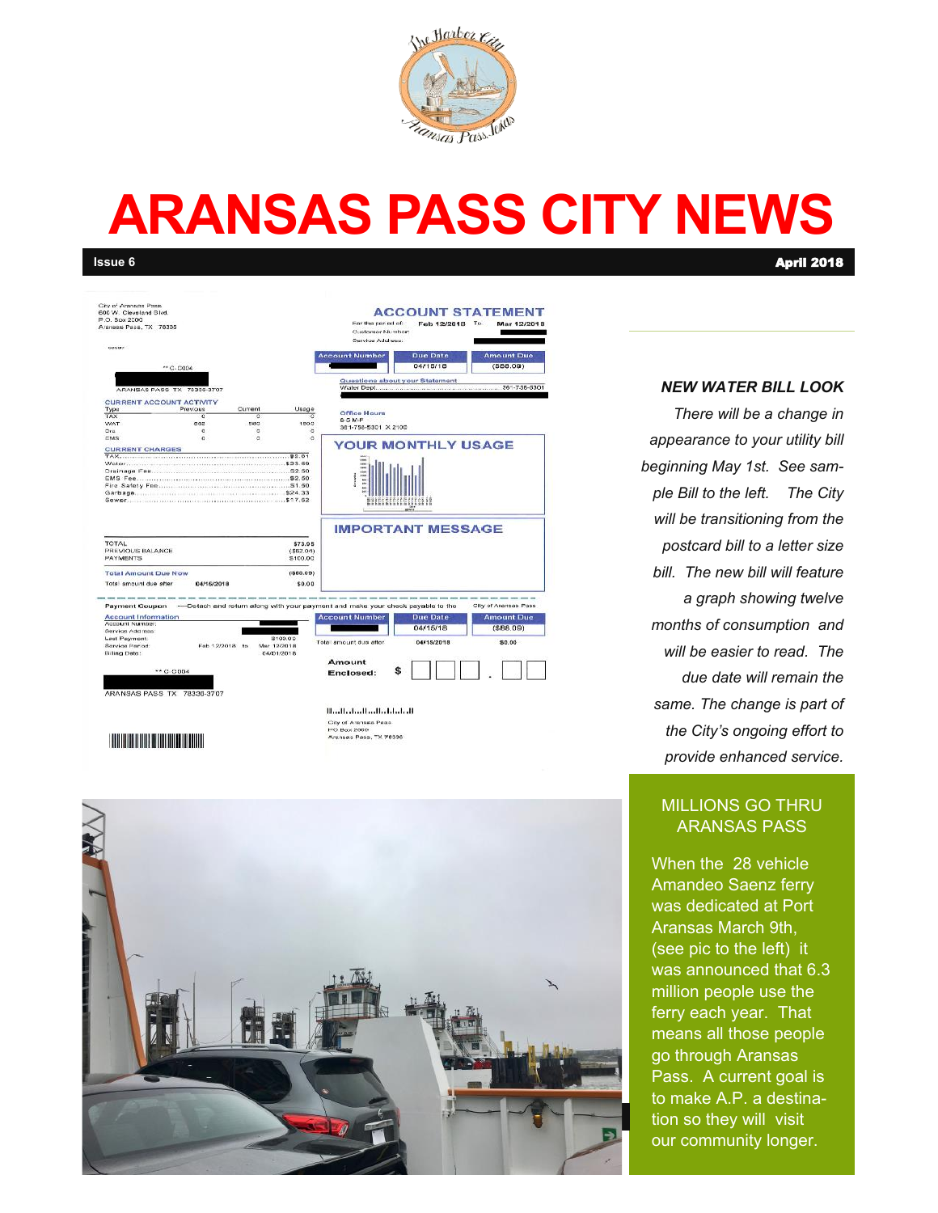# ARANSAS PASS CITY NEWS

**Issue 6** **April 2018**

***NEW WATER BILL LOOK***

*There will be a change in appearance to your utility bill beginning May 1st. See sample Bill to the left. The City will be transitioning from the postcard bill to a letter size bill. The new bill will feature a graph showing twelve months of consumption and will be easier to read. The due date will remain the same. The change is part of the City's ongoing effort to provide enhanced service.*

## MILLIONS GO THRU ARANSAS PASS

When the 28 vehicle Amandeo Saenz ferry was dedicated at Port Aransas March 9th, (see pic to the left) it was announced that 6.3 million people use the ferry each year. That means all those people go through Aransas Pass. A current goal is to make A.P. a destination so they will visit our community longer.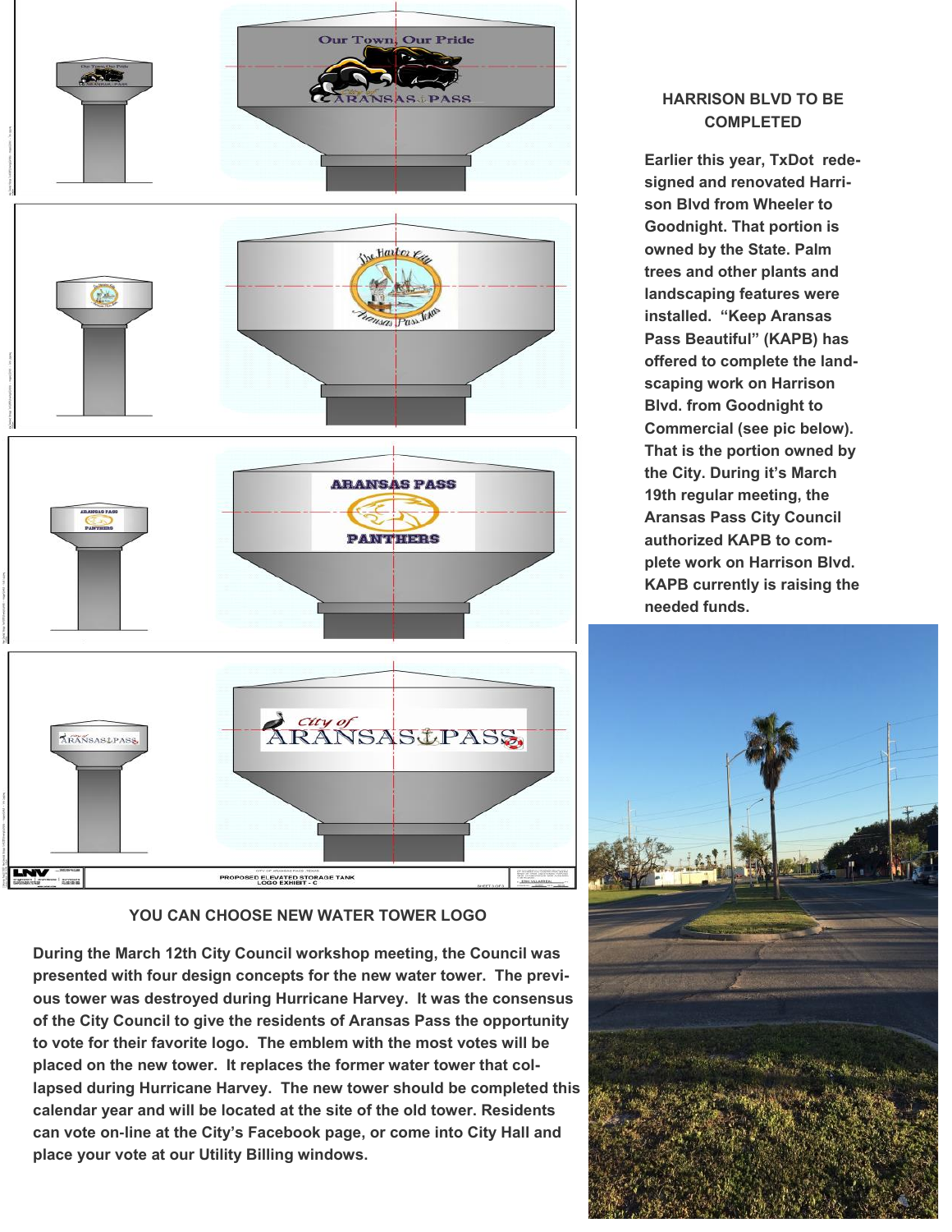## YOU CAN CHOOSE NEW WATER TOWER LOGO

**During the March 12th City Council workshop meeting, the Council was presented with four design concepts for the new water tower. The previous tower was destroyed during Hurricane Harvey. It was the consensus of the City Council to give the residents of Aransas Pass the opportunity to vote for their favorite logo. The emblem with the most votes will be placed on the new tower. It replaces the former water tower that collapsed during Hurricane Harvey. The new tower should be completed this calendar year and will be located at the site of the old tower. Residents can vote on-line at the City's Facebook page, or come into City Hall and place your vote at our Utility Billing windows.**

## HARRISON BLVD TO BE COMPLETED

**Earlier this year, TxDot redesigned and renovated Harrison Blvd from Wheeler to Goodnight. That portion is owned by the State. Palm trees and other plants and landscaping features were installed. "Keep Aransas Pass Beautiful" (KAPB) has offered to complete the landscaping work on Harrison Blvd. from Goodnight to Commercial (see pic below). That is the portion owned by the City. During it's March 19th regular meeting, the Aransas Pass City Council authorized KAPB to complete work on Harrison Blvd. KAPB currently is raising the needed funds.**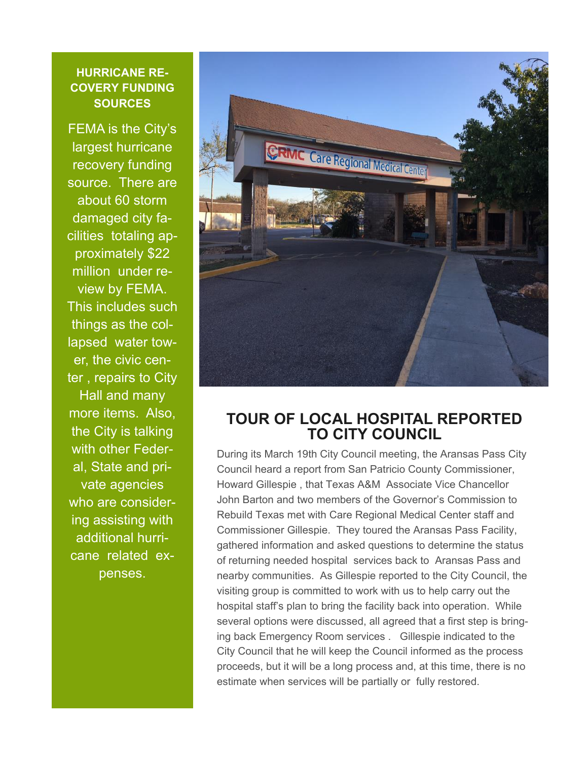## HURRICANE RECOVERY FUNDING SOURCES

FEMA is the City's largest hurricane recovery funding source. There are about 60 storm damaged city facilities totaling approximately $22 million under review by FEMA. This includes such things as the collapsed water tower, the civic center , repairs to City Hall and many more items. Also, the City is talking with other Federal, State and private agencies who are considering assisting with additional hurricane related expenses.

## TOUR OF LOCAL HOSPITAL REPORTED TO CITY COUNCIL

During its March 19th City Council meeting, the Aransas Pass City Council heard a report from San Patricio County Commissioner, Howard Gillespie , that Texas A&M Associate Vice Chancellor John Barton and two members of the Governor's Commission to Rebuild Texas met with Care Regional Medical Center staff and Commissioner Gillespie. They toured the Aransas Pass Facility, gathered information and asked questions to determine the status of returning needed hospital services back to Aransas Pass and nearby communities. As Gillespie reported to the City Council, the visiting group is committed to work with us to help carry out the hospital staff's plan to bring the facility back into operation. While several options were discussed, all agreed that a first step is bringing back Emergency Room services . Gillespie indicated to the City Council that he will keep the Council informed as the process proceeds, but it will be a long process and, at this time, there is no estimate when services will be partially or fully restored.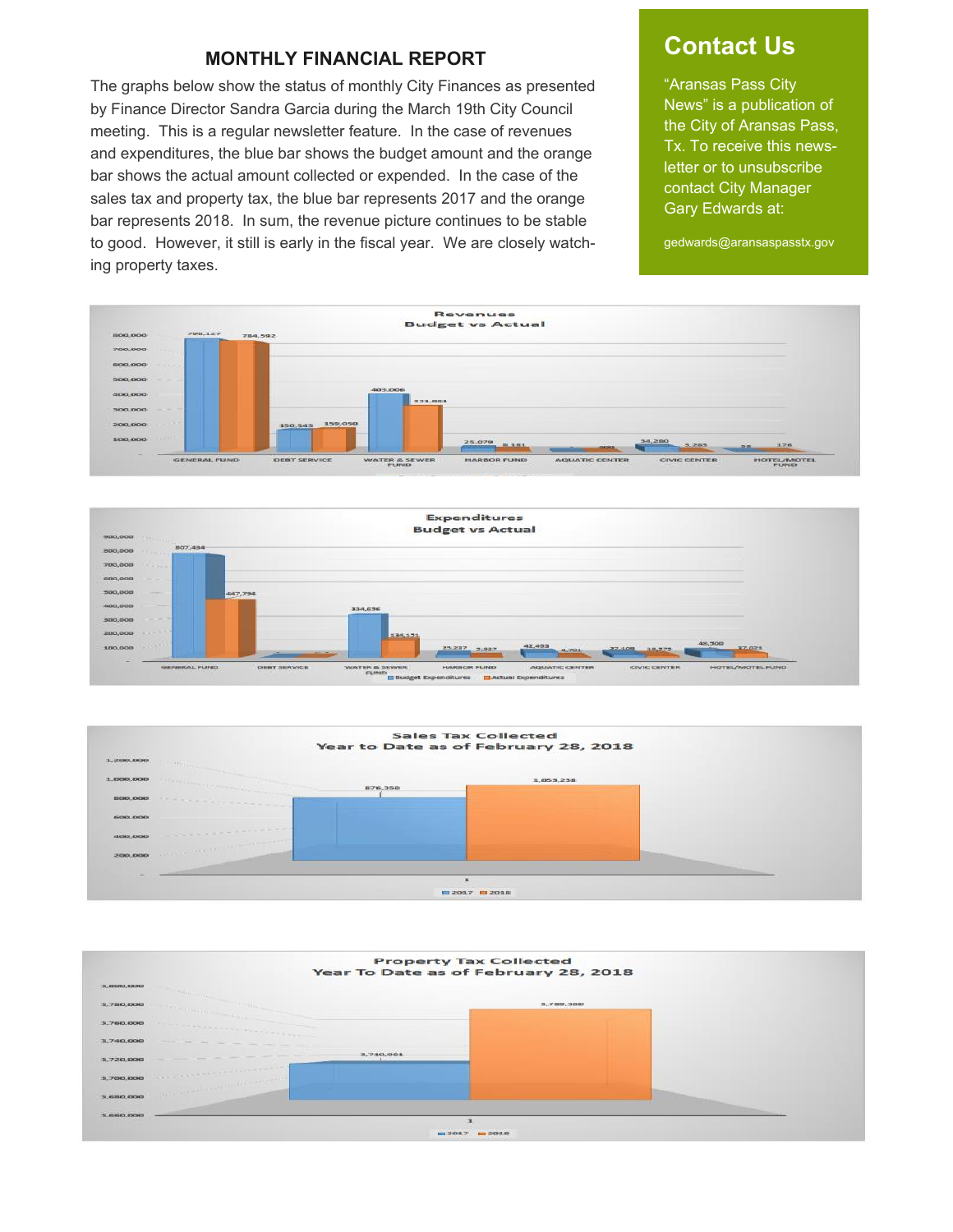## MONTHLY FINANCIAL REPORT

The graphs below show the status of monthly City Finances as presented by Finance Director Sandra Garcia during the March 19th City Council meeting. This is a regular newsletter feature. In the case of revenues and expenditures, the blue bar shows the budget amount and the orange bar shows the actual amount collected or expended. In the case of the sales tax and property tax, the blue bar represents 2017 and the orange bar represents 2018. In sum, the revenue picture continues to be stable to good. However, it still is early in the fiscal year. We are closely watching property taxes.

## Contact Us

"Aransas Pass City News" is a publication of the City of Aransas Pass, Tx. To receive this newsletter or to unsubscribe contact City Manager Gary Edwards at:

gedwards@aransaspasstx.gov

Revenues
Budget vs Actual

800,000
700,000
600,000
500,000
400,000
300,000
200,000
100,000
-

790,127
784,592
150,543
159,050
403,006
321,851
25,078
8,181
34,280
3,265
58
176

GENERAL FUND
DEBT SERVICE
WATER & SEWER FUND
HARBOR FUND
AQUATIC CENTER
CIVIC CENTER
HOTEL/MOTEL FUND

Expenditures
Budget vs Actual

900,000
800,000
700,000
600,000
500,000
400,000
300,000
200,000
100,000
-

807,434
447,794
334,636
134,151
25,237
3,917
42,493
4,701
27,108
18,575
48,500
37,021

GENERAL FUND
DEBT SERVICE
WATER & SEWER FUND
HARBOR FUND
AQUATIC CENTER
CIVIC CENTER
HOTEL/MOTEL FUND

Budget Expenditures
Actual Expenditures

Sales Tax Collected
Year to Date as of February 28, 2018

1,200,000
1,000,000
800,000
600,000
400,000
200,000
-

876,358
1,053,258

1

2017
2018

Property Tax Collected
Year To Date as of February 28, 2018

3,800,000
3,780,000
3,760,000
3,740,000
3,720,000
3,700,000
3,680,000
3,660,000

3,710,061
3,789,380

1

2017
2018